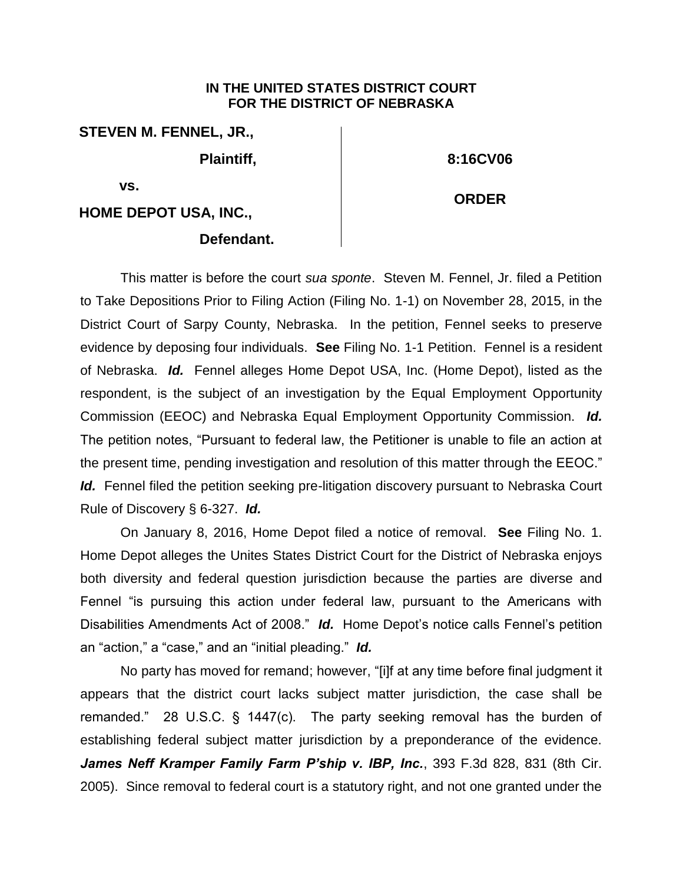**IN THE UNITED STATES DISTRICT COURT**
**FOR THE DISTRICT OF NEBRASKA**

| | |
|---|---|
| **STEVEN M. FENNEL, JR.,** | |
| **Plaintiff,** | **8:16CV06** |
| **vs.** | **ORDER** |
| **HOME DEPOT USA, INC.,** | |
| **Defendant.** | |

This matter is before the court *sua sponte*. Steven M. Fennel, Jr. filed a Petition to Take Depositions Prior to Filing Action (Filing No. 1-1) on November 28, 2015, in the District Court of Sarpy County, Nebraska. In the petition, Fennel seeks to preserve evidence by deposing four individuals. **See** Filing No. 1-1 Petition. Fennel is a resident of Nebraska. ***Id.*** Fennel alleges Home Depot USA, Inc. (Home Depot), listed as the respondent, is the subject of an investigation by the Equal Employment Opportunity Commission (EEOC) and Nebraska Equal Employment Opportunity Commission. ***Id.*** The petition notes, "Pursuant to federal law, the Petitioner is unable to file an action at the present time, pending investigation and resolution of this matter through the EEOC." ***Id.*** Fennel filed the petition seeking pre-litigation discovery pursuant to Nebraska Court Rule of Discovery § 6-327. ***Id.***

On January 8, 2016, Home Depot filed a notice of removal. **See** Filing No. 1. Home Depot alleges the Unites States District Court for the District of Nebraska enjoys both diversity and federal question jurisdiction because the parties are diverse and Fennel "is pursuing this action under federal law, pursuant to the Americans with Disabilities Amendments Act of 2008." ***Id.*** Home Depot's notice calls Fennel's petition an "action," a "case," and an "initial pleading." ***Id.***

No party has moved for remand; however, "[i]f at any time before final judgment it appears that the district court lacks subject matter jurisdiction, the case shall be remanded." 28 U.S.C. § 1447(c). The party seeking removal has the burden of establishing federal subject matter jurisdiction by a preponderance of the evidence. ***James Neff Kramper Family Farm P'ship v. IBP, Inc.***, 393 F.3d 828, 831 (8th Cir. 2005). Since removal to federal court is a statutory right, and not one granted under the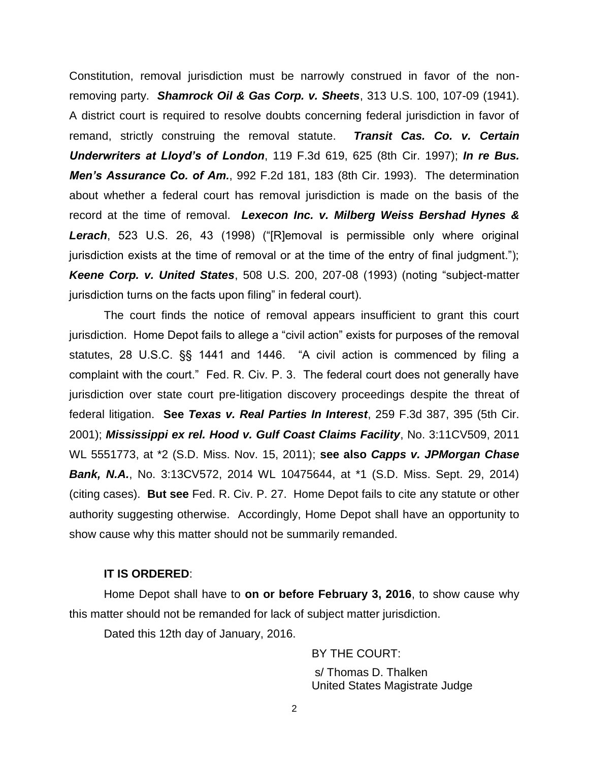Constitution, removal jurisdiction must be narrowly construed in favor of the non-removing party. ***Shamrock Oil & Gas Corp. v. Sheets***, 313 U.S. 100, 107-09 (1941). A district court is required to resolve doubts concerning federal jurisdiction in favor of remand, strictly construing the removal statute. ***Transit Cas. Co. v. Certain Underwriters at Lloyd's of London***, 119 F.3d 619, 625 (8th Cir. 1997); ***In re Bus. Men's Assurance Co. of Am.***, 992 F.2d 181, 183 (8th Cir. 1993). The determination about whether a federal court has removal jurisdiction is made on the basis of the record at the time of removal. ***Lexecon Inc. v. Milberg Weiss Bershad Hynes & Lerach***, 523 U.S. 26, 43 (1998) ("[R]emoval is permissible only where original jurisdiction exists at the time of removal or at the time of the entry of final judgment."); ***Keene Corp. v. United States***, 508 U.S. 200, 207-08 (1993) (noting "subject-matter jurisdiction turns on the facts upon filing" in federal court).

The court finds the notice of removal appears insufficient to grant this court jurisdiction. Home Depot fails to allege a "civil action" exists for purposes of the removal statutes, 28 U.S.C. §§ 1441 and 1446. "A civil action is commenced by filing a complaint with the court." Fed. R. Civ. P. 3. The federal court does not generally have jurisdiction over state court pre-litigation discovery proceedings despite the threat of federal litigation. **See** ***Texas v. Real Parties In Interest***, 259 F.3d 387, 395 (5th Cir. 2001); ***Mississippi ex rel. Hood v. Gulf Coast Claims Facility***, No. 3:11CV509, 2011 WL 5551773, at *2 (S.D. Miss. Nov. 15, 2011); **see also** ***Capps v. JPMorgan Chase Bank, N.A.***, No. 3:13CV572, 2014 WL 10475644, at *1 (S.D. Miss. Sept. 29, 2014) (citing cases). **But see** Fed. R. Civ. P. 27. Home Depot fails to cite any statute or other authority suggesting otherwise. Accordingly, Home Depot shall have an opportunity to show cause why this matter should not be summarily remanded.

**IT IS ORDERED**:

Home Depot shall have to **on or before February 3, 2016**, to show cause why this matter should not be remanded for lack of subject matter jurisdiction.

Dated this 12th day of January, 2016.

BY THE COURT:

s/ Thomas D. Thalken
United States Magistrate Judge